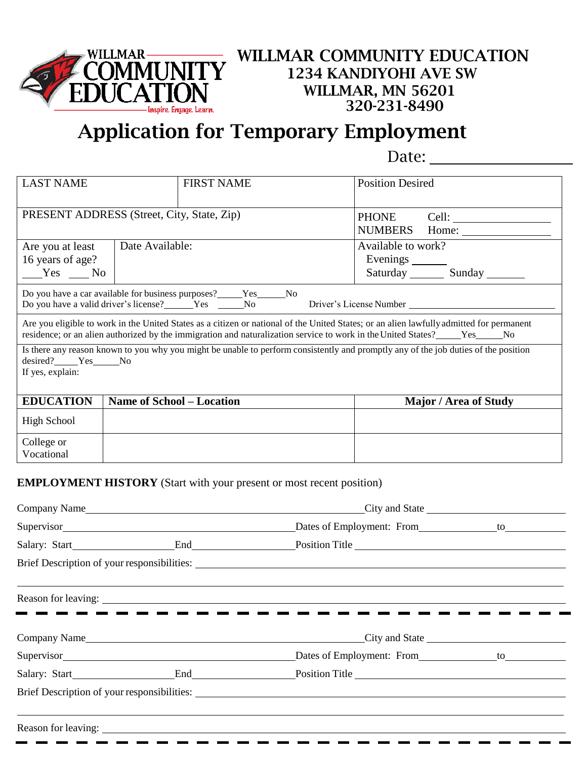WILLMAR COMMUNITY EDUCATION
Inspire. Engage. Learn.

# WILLMAR COMMUNITY EDUCATION
## 1234 KANDIYOHI AVE SW
## WILLMAR, MN 56201
## 320-231-8490

# Application for Temporary Employment

Date: ________________

| LAST NAME | FIRST NAME | Position Desired |
|---|---|---|
| PRESENT ADDRESS (Street, City, State, Zip) | | PHONE NUMBERS Cell: ____________ Home: ____________ |
| Are you at least 16 years of age? ___Yes ___ No | Date Available: | Available to work? Evenings _____ Saturday _____ Sunday _____ |

Do you have a car available for business purposes?_____Yes_____No
Do you have a valid driver's license?_____Yes _____No Driver's License Number ____________________

Are you eligible to work in the United States as a citizen or national of the United States; or an alien lawfully admitted for permanent residence; or an alien authorized by the immigration and naturalization service to work in the United States?_____Yes_____No

Is there any reason known to you why you might be unable to perform consistently and promptly any of the job duties of the position desired?_____Yes_____No
If yes, explain:

| EDUCATION | Name of School – Location | Major / Area of Study |
|---|---|---|
| High School | | |
| College or Vocational | | |

**EMPLOYMENT HISTORY** (Start with your present or most recent position)

Company Name____________________ City and State ____________________

Supervisor____________________ Dates of Employment: From__________ to__________

Salary: Start__________ End__________ Position Title ____________________

Brief Description of your responsibilities: ____________________

____________________

Reason for leaving: ____________________

---

Company Name____________________ City and State ____________________

Supervisor____________________ Dates of Employment: From__________ to__________

Salary: Start__________ End__________ Position Title ____________________

Brief Description of your responsibilities: ____________________

____________________

Reason for leaving: ____________________

---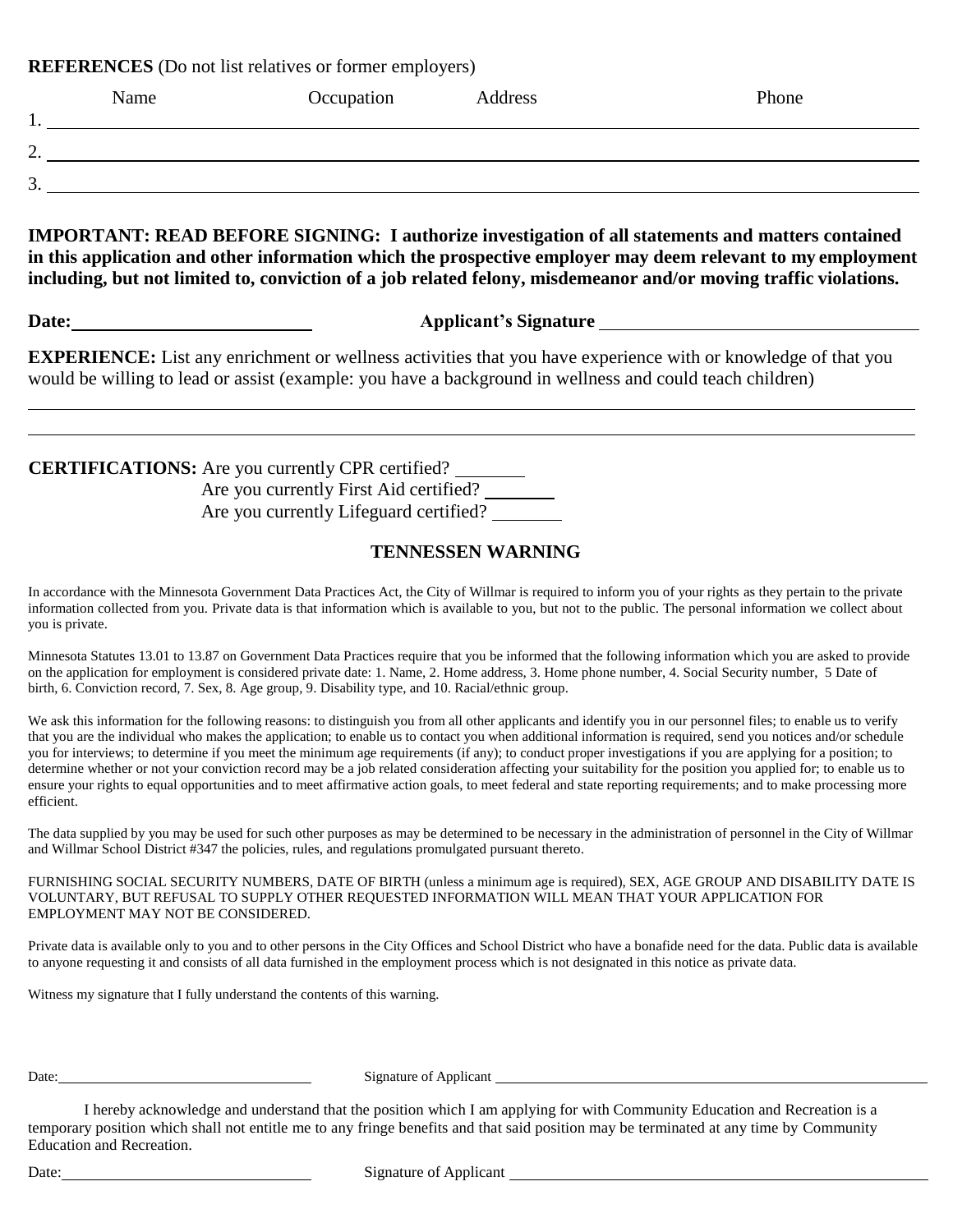**REFERENCES** (Do not list relatives or former employers)

| | Name | Occupation | Address | Phone |
|---|---|---|---|---|
| 1. | | | | |
| 2. | | | | |
| 3. | | | | |

**IMPORTANT: READ BEFORE SIGNING: I authorize investigation of all statements and matters contained in this application and other information which the prospective employer may deem relevant to my employment including, but not limited to, conviction of a job related felony, misdemeanor and/or moving traffic violations.**

**Date:** \_\_\_\_\_\_\_\_\_\_\_\_\_\_\_\_\_\_\_\_ **Applicant's Signature** \_\_\_\_\_\_\_\_\_\_\_\_\_\_\_\_\_\_\_\_

**EXPERIENCE:** List any enrichment or wellness activities that you have experience with or knowledge of that you would be willing to lead or assist (example: you have a background in wellness and could teach children)

\_\_\_\_\_\_\_\_\_\_\_\_\_\_\_\_\_\_\_\_\_\_\_\_\_\_\_\_\_\_\_\_\_\_\_\_\_\_\_\_

\_\_\_\_\_\_\_\_\_\_\_\_\_\_\_\_\_\_\_\_\_\_\_\_\_\_\_\_\_\_\_\_\_\_\_\_\_\_\_\_

**CERTIFICATIONS:** Are you currently CPR certified? \_\_\_\_\_\_\_\_

Are you currently First Aid certified? \_\_\_\_\_\_\_\_

Are you currently Lifeguard certified? \_\_\_\_\_\_\_\_

## TENNESSEN WARNING

In accordance with the Minnesota Government Data Practices Act, the City of Willmar is required to inform you of your rights as they pertain to the private information collected from you. Private data is that information which is available to you, but not to the public. The personal information we collect about you is private.

Minnesota Statutes 13.01 to 13.87 on Government Data Practices require that you be informed that the following information which you are asked to provide on the application for employment is considered private date: 1. Name, 2. Home address, 3. Home phone number, 4. Social Security number, 5 Date of birth, 6. Conviction record, 7. Sex, 8. Age group, 9. Disability type, and 10. Racial/ethnic group.

We ask this information for the following reasons: to distinguish you from all other applicants and identify you in our personnel files; to enable us to verify that you are the individual who makes the application; to enable us to contact you when additional information is required, send you notices and/or schedule you for interviews; to determine if you meet the minimum age requirements (if any); to conduct proper investigations if you are applying for a position; to determine whether or not your conviction record may be a job related consideration affecting your suitability for the position you applied for; to enable us to ensure your rights to equal opportunities and to meet affirmative action goals, to meet federal and state reporting requirements; and to make processing more efficient.

The data supplied by you may be used for such other purposes as may be determined to be necessary in the administration of personnel in the City of Willmar and Willmar School District #347 the policies, rules, and regulations promulgated pursuant thereto.

FURNISHING SOCIAL SECURITY NUMBERS, DATE OF BIRTH (unless a minimum age is required), SEX, AGE GROUP AND DISABILITY DATE IS VOLUNTARY, BUT REFUSAL TO SUPPLY OTHER REQUESTED INFORMATION WILL MEAN THAT YOUR APPLICATION FOR EMPLOYMENT MAY NOT BE CONSIDERED.

Private data is available only to you and to other persons in the City Offices and School District who have a bonafide need for the data. Public data is available to anyone requesting it and consists of all data furnished in the employment process which is not designated in this notice as private data.

Witness my signature that I fully understand the contents of this warning.

Date: \_\_\_\_\_\_\_\_\_\_\_\_\_\_\_\_\_\_\_\_ Signature of Applicant \_\_\_\_\_\_\_\_\_\_\_\_\_\_\_\_\_\_\_\_

I hereby acknowledge and understand that the position which I am applying for with Community Education and Recreation is a temporary position which shall not entitle me to any fringe benefits and that said position may be terminated at any time by Community Education and Recreation.

Date: \_\_\_\_\_\_\_\_\_\_\_\_\_\_\_\_\_\_\_\_ Signature of Applicant \_\_\_\_\_\_\_\_\_\_\_\_\_\_\_\_\_\_\_\_